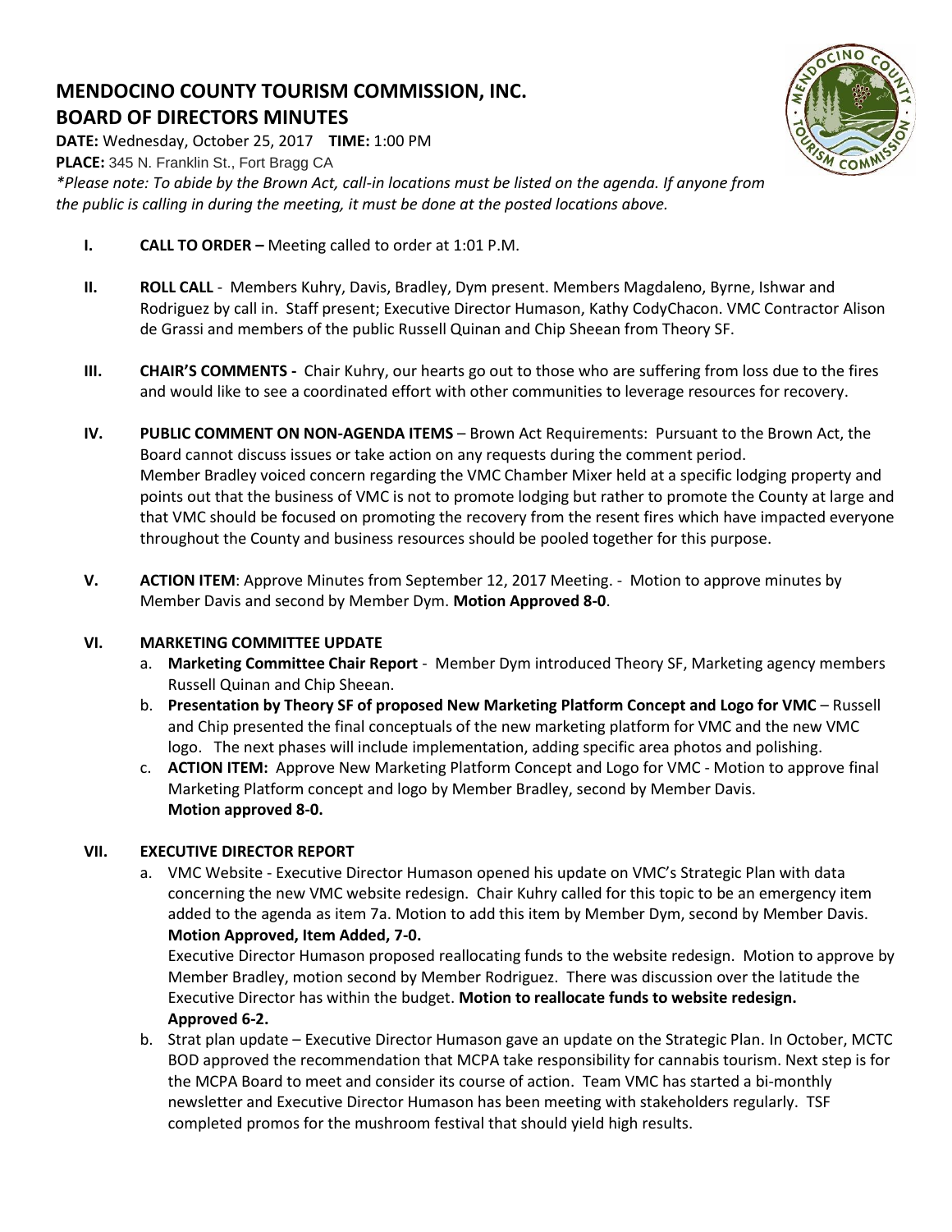# MENDOCINO COUNTY TOURISM COMMISSION, INC.
# BOARD OF DIRECTORS MINUTES

**DATE:** Wednesday, October 25, 2017 **TIME:** 1:00 PM
**PLACE:** 345 N. Franklin St., Fort Bragg CA
*\*Please note: To abide by the Brown Act, call-in locations must be listed on the agenda. If anyone from the public is calling in during the meeting, it must be done at the posted locations above.*

**I. CALL TO ORDER –** Meeting called to order at 1:01 P.M.

**II. ROLL CALL** - Members Kuhry, Davis, Bradley, Dym present. Members Magdaleno, Byrne, Ishwar and Rodriguez by call in. Staff present; Executive Director Humason, Kathy CodyChacon. VMC Contractor Alison de Grassi and members of the public Russell Quinan and Chip Sheean from Theory SF.

**III. CHAIR'S COMMENTS -** Chair Kuhry, our hearts go out to those who are suffering from loss due to the fires and would like to see a coordinated effort with other communities to leverage resources for recovery.

**IV. PUBLIC COMMENT ON NON-AGENDA ITEMS** – Brown Act Requirements: Pursuant to the Brown Act, the Board cannot discuss issues or take action on any requests during the comment period.
Member Bradley voiced concern regarding the VMC Chamber Mixer held at a specific lodging property and points out that the business of VMC is not to promote lodging but rather to promote the County at large and that VMC should be focused on promoting the recovery from the resent fires which have impacted everyone throughout the County and business resources should be pooled together for this purpose.

**V. ACTION ITEM**: Approve Minutes from September 12, 2017 Meeting. - Motion to approve minutes by Member Davis and second by Member Dym. **Motion Approved 8-0**.

**VI. MARKETING COMMITTEE UPDATE**

a. **Marketing Committee Chair Report** - Member Dym introduced Theory SF, Marketing agency members Russell Quinan and Chip Sheean.

b. **Presentation by Theory SF of proposed New Marketing Platform Concept and Logo for VMC** – Russell and Chip presented the final conceptuals of the new marketing platform for VMC and the new VMC logo. The next phases will include implementation, adding specific area photos and polishing.

c. **ACTION ITEM:** Approve New Marketing Platform Concept and Logo for VMC - Motion to approve final Marketing Platform concept and logo by Member Bradley, second by Member Davis. **Motion approved 8-0.**

**VII. EXECUTIVE DIRECTOR REPORT**

a. VMC Website - Executive Director Humason opened his update on VMC's Strategic Plan with data concerning the new VMC website redesign. Chair Kuhry called for this topic to be an emergency item added to the agenda as item 7a. Motion to add this item by Member Dym, second by Member Davis. **Motion Approved, Item Added, 7-0.**
Executive Director Humason proposed reallocating funds to the website redesign. Motion to approve by Member Bradley, motion second by Member Rodriguez. There was discussion over the latitude the Executive Director has within the budget. **Motion to reallocate funds to website redesign. Approved 6-2.**

b. Strat plan update – Executive Director Humason gave an update on the Strategic Plan. In October, MCTC BOD approved the recommendation that MCPA take responsibility for cannabis tourism. Next step is for the MCPA Board to meet and consider its course of action. Team VMC has started a bi-monthly newsletter and Executive Director Humason has been meeting with stakeholders regularly. TSF completed promos for the mushroom festival that should yield high results.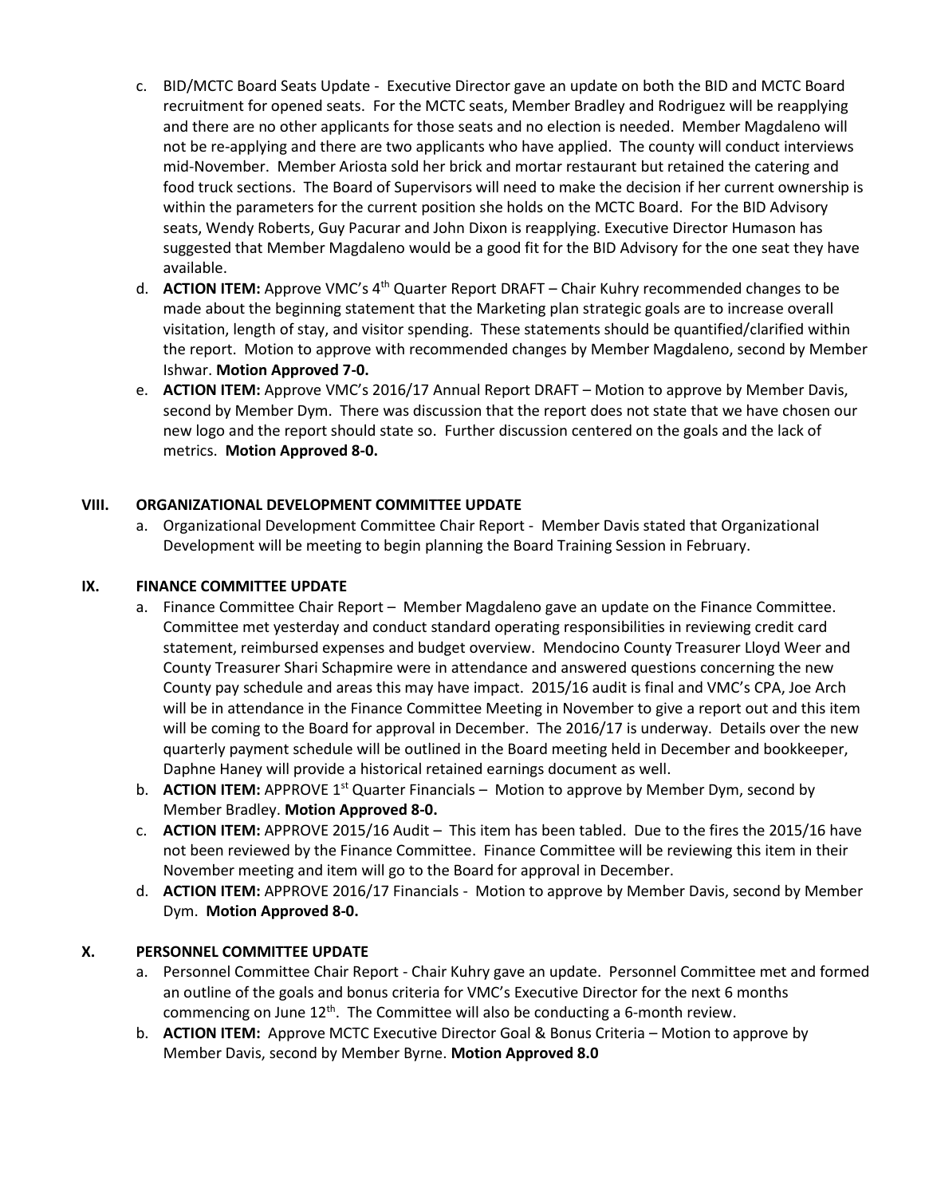c. BID/MCTC Board Seats Update - Executive Director gave an update on both the BID and MCTC Board recruitment for opened seats. For the MCTC seats, Member Bradley and Rodriguez will be reapplying and there are no other applicants for those seats and no election is needed. Member Magdaleno will not be re-applying and there are two applicants who have applied. The county will conduct interviews mid-November. Member Ariosta sold her brick and mortar restaurant but retained the catering and food truck sections. The Board of Supervisors will need to make the decision if her current ownership is within the parameters for the current position she holds on the MCTC Board. For the BID Advisory seats, Wendy Roberts, Guy Pacurar and John Dixon is reapplying. Executive Director Humason has suggested that Member Magdaleno would be a good fit for the BID Advisory for the one seat they have available.

d. **ACTION ITEM:** Approve VMC's 4th Quarter Report DRAFT – Chair Kuhry recommended changes to be made about the beginning statement that the Marketing plan strategic goals are to increase overall visitation, length of stay, and visitor spending. These statements should be quantified/clarified within the report. Motion to approve with recommended changes by Member Magdaleno, second by Member Ishwar. **Motion Approved 7-0.**

e. **ACTION ITEM:** Approve VMC's 2016/17 Annual Report DRAFT – Motion to approve by Member Davis, second by Member Dym. There was discussion that the report does not state that we have chosen our new logo and the report should state so. Further discussion centered on the goals and the lack of metrics. **Motion Approved 8-0.**

## VIII. ORGANIZATIONAL DEVELOPMENT COMMITTEE UPDATE

a. Organizational Development Committee Chair Report - Member Davis stated that Organizational Development will be meeting to begin planning the Board Training Session in February.

## IX. FINANCE COMMITTEE UPDATE

a. Finance Committee Chair Report – Member Magdaleno gave an update on the Finance Committee. Committee met yesterday and conduct standard operating responsibilities in reviewing credit card statement, reimbursed expenses and budget overview. Mendocino County Treasurer Lloyd Weer and County Treasurer Shari Schapmire were in attendance and answered questions concerning the new County pay schedule and areas this may have impact. 2015/16 audit is final and VMC's CPA, Joe Arch will be in attendance in the Finance Committee Meeting in November to give a report out and this item will be coming to the Board for approval in December. The 2016/17 is underway. Details over the new quarterly payment schedule will be outlined in the Board meeting held in December and bookkeeper, Daphne Haney will provide a historical retained earnings document as well.

b. **ACTION ITEM:** APPROVE 1st Quarter Financials – Motion to approve by Member Dym, second by Member Bradley. **Motion Approved 8-0.**

c. **ACTION ITEM:** APPROVE 2015/16 Audit – This item has been tabled. Due to the fires the 2015/16 have not been reviewed by the Finance Committee. Finance Committee will be reviewing this item in their November meeting and item will go to the Board for approval in December.

d. **ACTION ITEM:** APPROVE 2016/17 Financials - Motion to approve by Member Davis, second by Member Dym. **Motion Approved 8-0.**

## X. PERSONNEL COMMITTEE UPDATE

a. Personnel Committee Chair Report - Chair Kuhry gave an update. Personnel Committee met and formed an outline of the goals and bonus criteria for VMC's Executive Director for the next 6 months commencing on June 12th. The Committee will also be conducting a 6-month review.

b. **ACTION ITEM:** Approve MCTC Executive Director Goal & Bonus Criteria – Motion to approve by Member Davis, second by Member Byrne. **Motion Approved 8.0**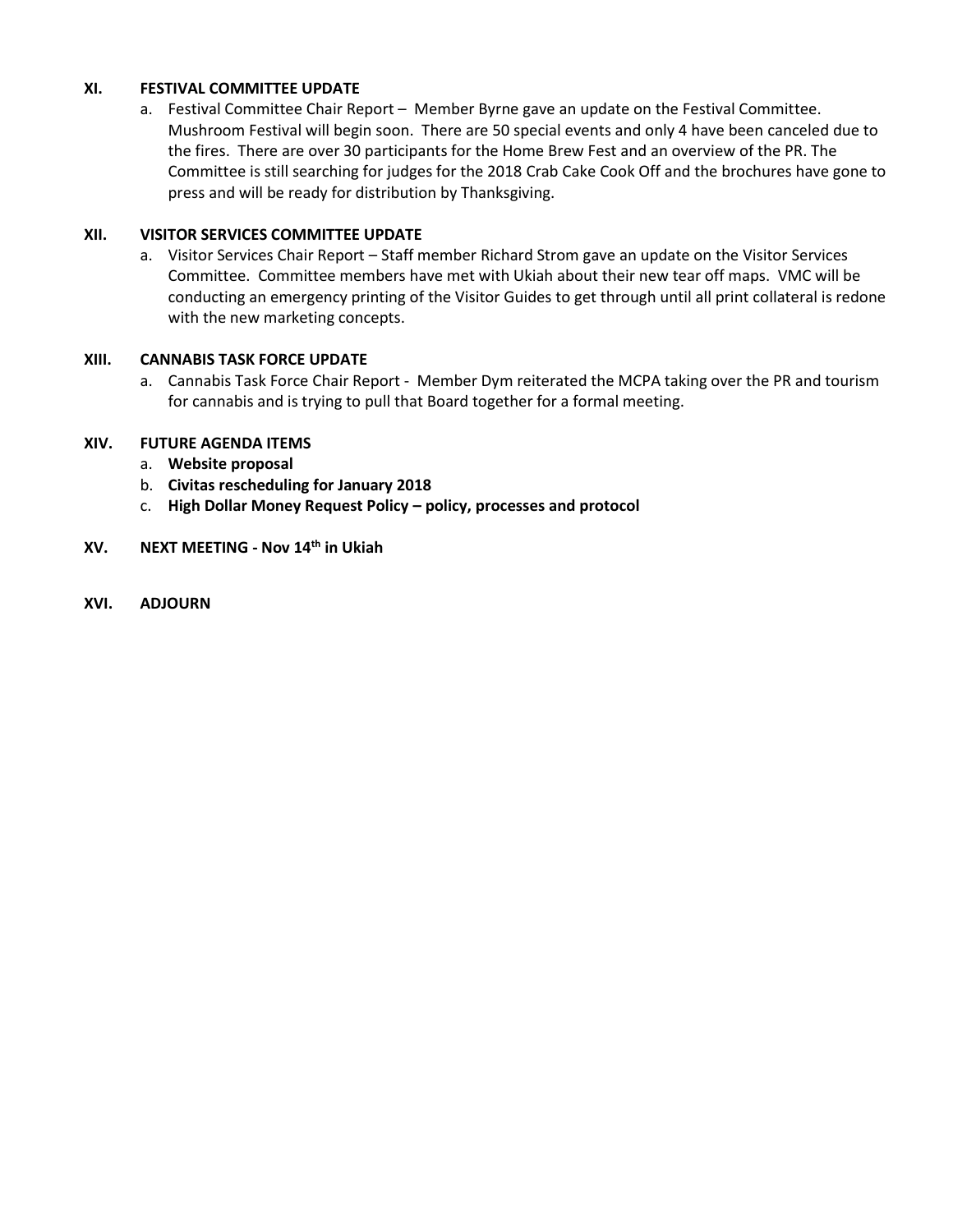## XI. FESTIVAL COMMITTEE UPDATE

a. Festival Committee Chair Report – Member Byrne gave an update on the Festival Committee. Mushroom Festival will begin soon. There are 50 special events and only 4 have been canceled due to the fires. There are over 30 participants for the Home Brew Fest and an overview of the PR. The Committee is still searching for judges for the 2018 Crab Cake Cook Off and the brochures have gone to press and will be ready for distribution by Thanksgiving.

## XII. VISITOR SERVICES COMMITTEE UPDATE

a. Visitor Services Chair Report – Staff member Richard Strom gave an update on the Visitor Services Committee. Committee members have met with Ukiah about their new tear off maps. VMC will be conducting an emergency printing of the Visitor Guides to get through until all print collateral is redone with the new marketing concepts.

## XIII. CANNABIS TASK FORCE UPDATE

a. Cannabis Task Force Chair Report - Member Dym reiterated the MCPA taking over the PR and tourism for cannabis and is trying to pull that Board together for a formal meeting.

## XIV. FUTURE AGENDA ITEMS

a. **Website proposal**
b. **Civitas rescheduling for January 2018**
c. **High Dollar Money Request Policy – policy, processes and protocol**

## XV. NEXT MEETING - Nov 14th in Ukiah

## XVI. ADJOURN